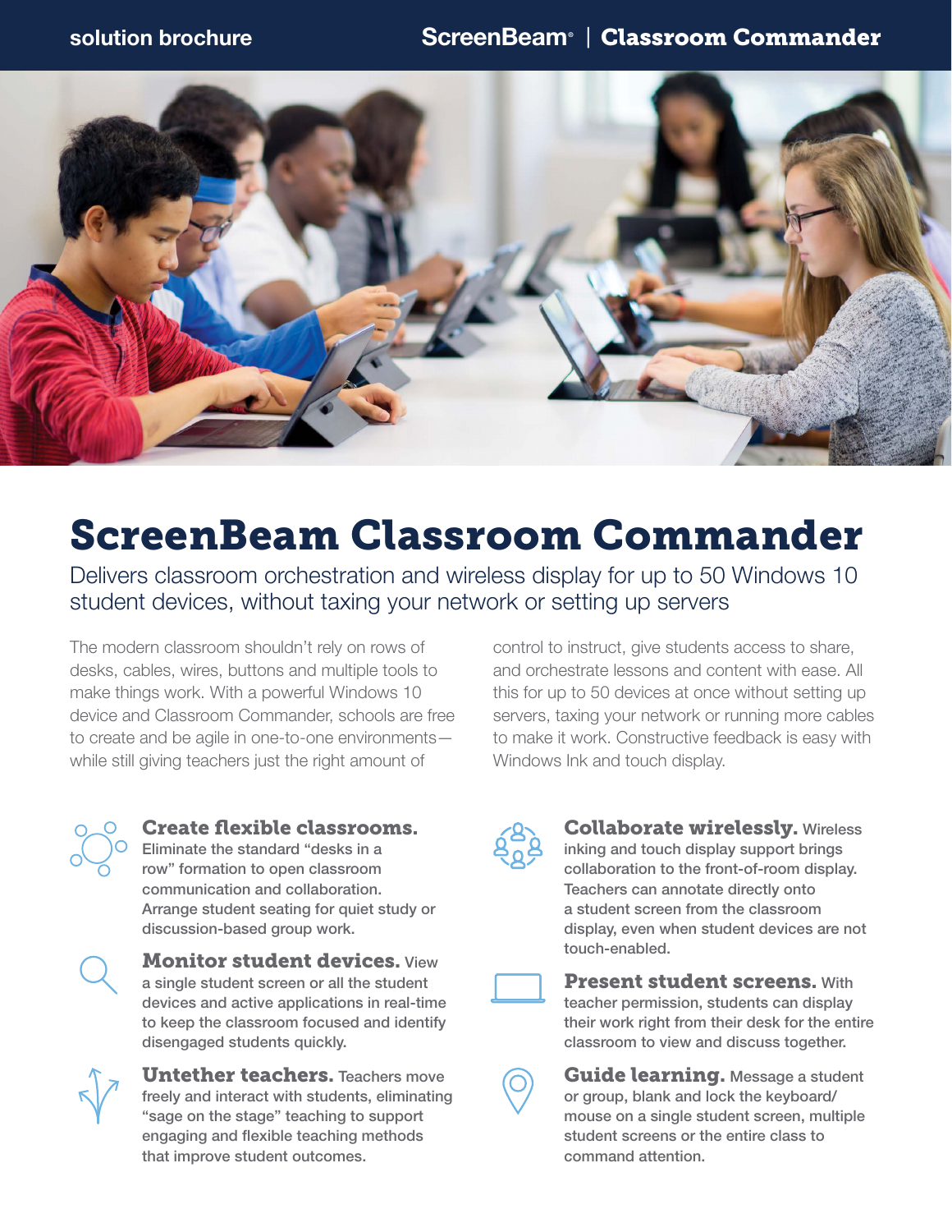solution brochure

ScreenBeam® | Classroom Commander

# ScreenBeam Classroom Commander

Delivers classroom orchestration and wireless display for up to 50 Windows 10 student devices, without taxing your network or setting up servers

The modern classroom shouldn't rely on rows of desks, cables, wires, buttons and multiple tools to make things work. With a powerful Windows 10 device and Classroom Commander, schools are free to create and be agile in one-to-one environments—while still giving teachers just the right amount of control to instruct, give students access to share, and orchestrate lessons and content with ease. All this for up to 50 devices at once without setting up servers, taxing your network or running more cables to make it work. Constructive feedback is easy with Windows Ink and touch display.

**Create flexible classrooms.** Eliminate the standard "desks in a row" formation to open classroom communication and collaboration. Arrange student seating for quiet study or discussion-based group work.

**Monitor student devices.** View a single student screen or all the student devices and active applications in real-time to keep the classroom focused and identify disengaged students quickly.

**Untether teachers.** Teachers move freely and interact with students, eliminating "sage on the stage" teaching to support engaging and flexible teaching methods that improve student outcomes.

**Collaborate wirelessly.** Wireless inking and touch display support brings collaboration to the front-of-room display. Teachers can annotate directly onto a student screen from the classroom display, even when student devices are not touch-enabled.

**Present student screens.** With teacher permission, students can display their work right from their desk for the entire classroom to view and discuss together.

**Guide learning.** Message a student or group, blank and lock the keyboard/ mouse on a single student screen, multiple student screens or the entire class to command attention.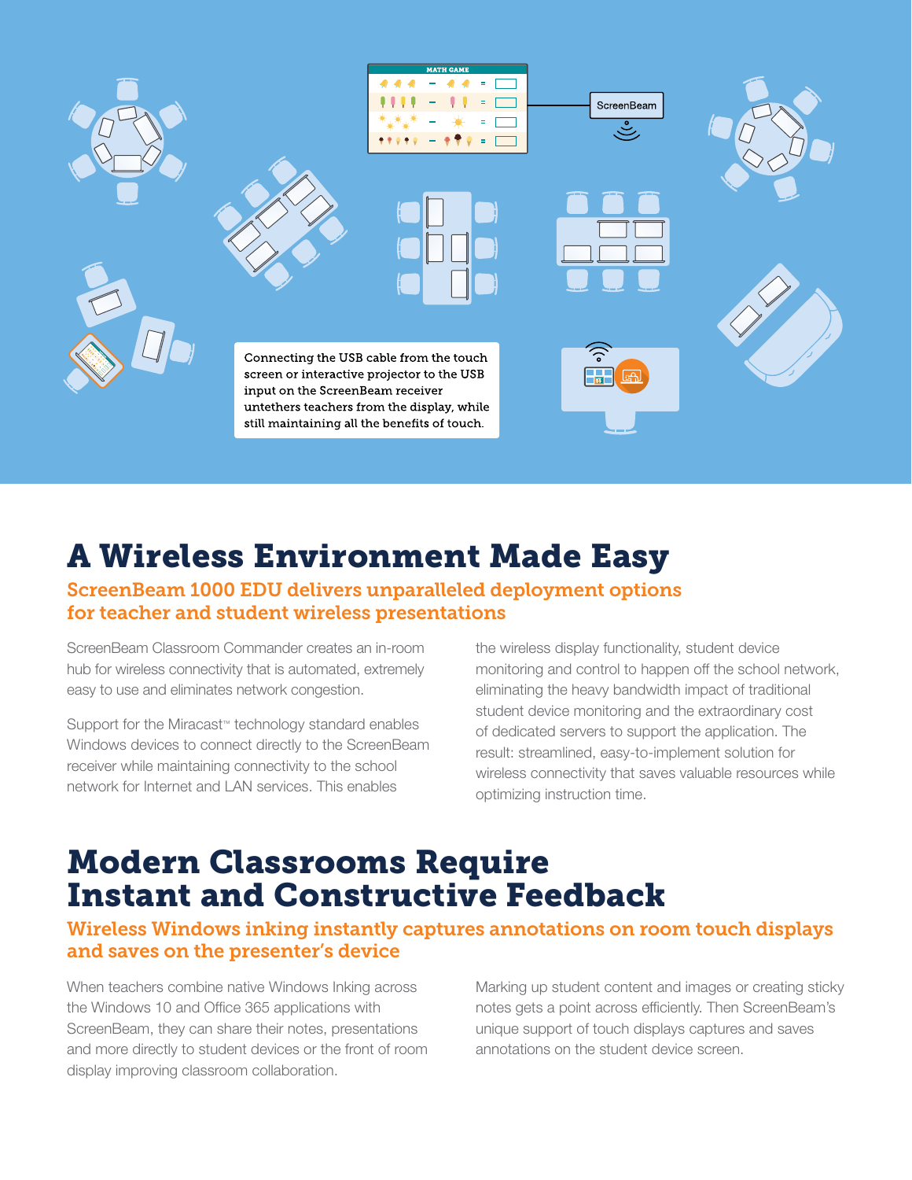Connecting the USB cable from the touch screen or interactive projector to the USB input on the ScreenBeam receiver untethers teachers from the display, while still maintaining all the benefits of touch.

# A Wireless Environment Made Easy

## ScreenBeam 1000 EDU delivers unparalleled deployment options for teacher and student wireless presentations

ScreenBeam Classroom Commander creates an in-room hub for wireless connectivity that is automated, extremely easy to use and eliminates network congestion.

Support for the Miracast™ technology standard enables Windows devices to connect directly to the ScreenBeam receiver while maintaining connectivity to the school network for Internet and LAN services. This enables the wireless display functionality, student device monitoring and control to happen off the school network, eliminating the heavy bandwidth impact of traditional student device monitoring and the extraordinary cost of dedicated servers to support the application. The result: streamlined, easy-to-implement solution for wireless connectivity that saves valuable resources while optimizing instruction time.

# Modern Classrooms Require Instant and Constructive Feedback

## Wireless Windows inking instantly captures annotations on room touch displays and saves on the presenter's device

When teachers combine native Windows Inking across the Windows 10 and Office 365 applications with ScreenBeam, they can share their notes, presentations and more directly to student devices or the front of room display improving classroom collaboration.

Marking up student content and images or creating sticky notes gets a point across efficiently. Then ScreenBeam's unique support of touch displays captures and saves annotations on the student device screen.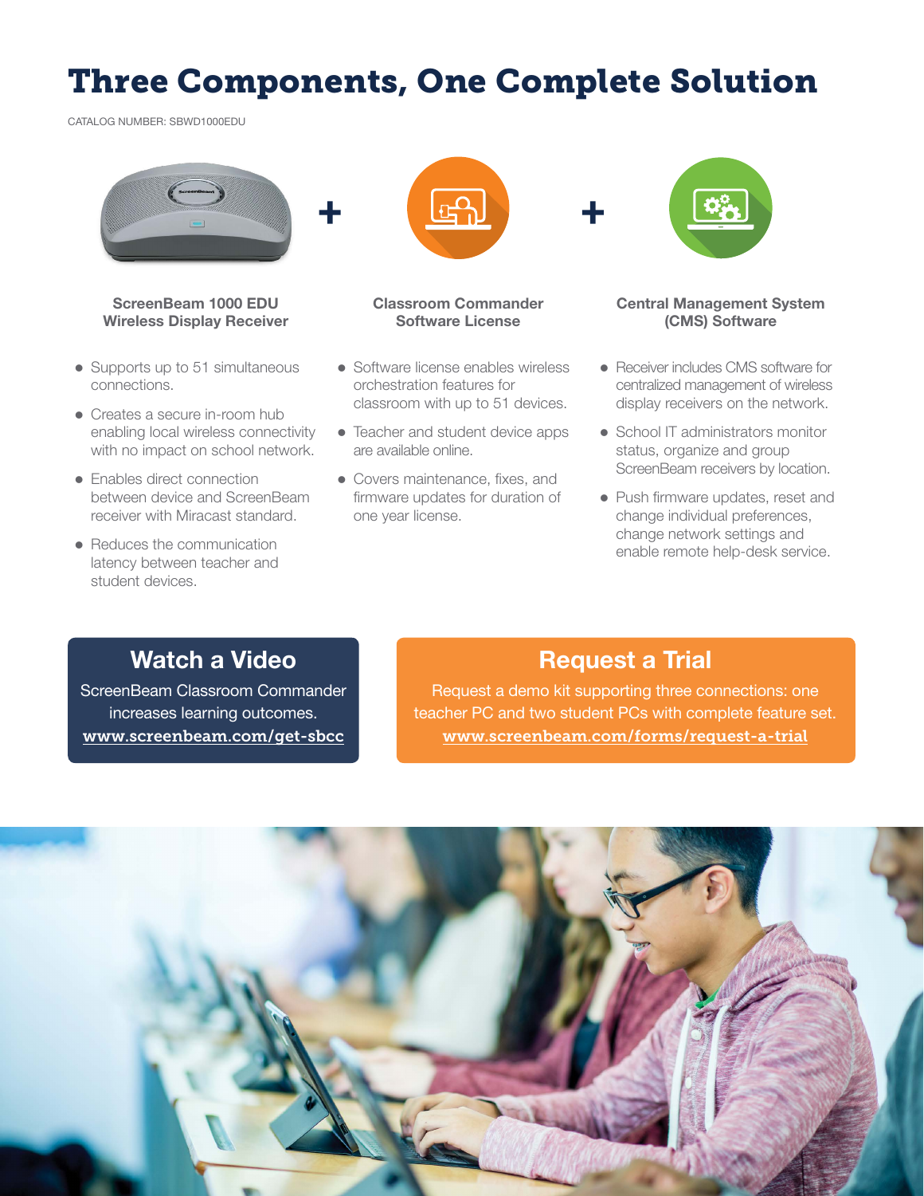# Three Components, One Complete Solution

CATALOG NUMBER: SBWD1000EDU

### ScreenBeam 1000 EDU Wireless Display Receiver

- Supports up to 51 simultaneous connections.
- Creates a secure in-room hub enabling local wireless connectivity with no impact on school network.
- Enables direct connection between device and ScreenBeam receiver with Miracast standard.
- Reduces the communication latency between teacher and student devices.

### Classroom Commander Software License

- Software license enables wireless orchestration features for classroom with up to 51 devices.
- Teacher and student device apps are available online.
- Covers maintenance, fixes, and firmware updates for duration of one year license.

### Central Management System (CMS) Software

- Receiver includes CMS software for centralized management of wireless display receivers on the network.
- School IT administrators monitor status, organize and group ScreenBeam receivers by location.
- Push firmware updates, reset and change individual preferences, change network settings and enable remote help-desk service.

## Watch a Video

ScreenBeam Classroom Commander increases learning outcomes.
**www.screenbeam.com/get-sbcc**

## Request a Trial

Request a demo kit supporting three connections: one teacher PC and two student PCs with complete feature set.
**www.screenbeam.com/forms/request-a-trial**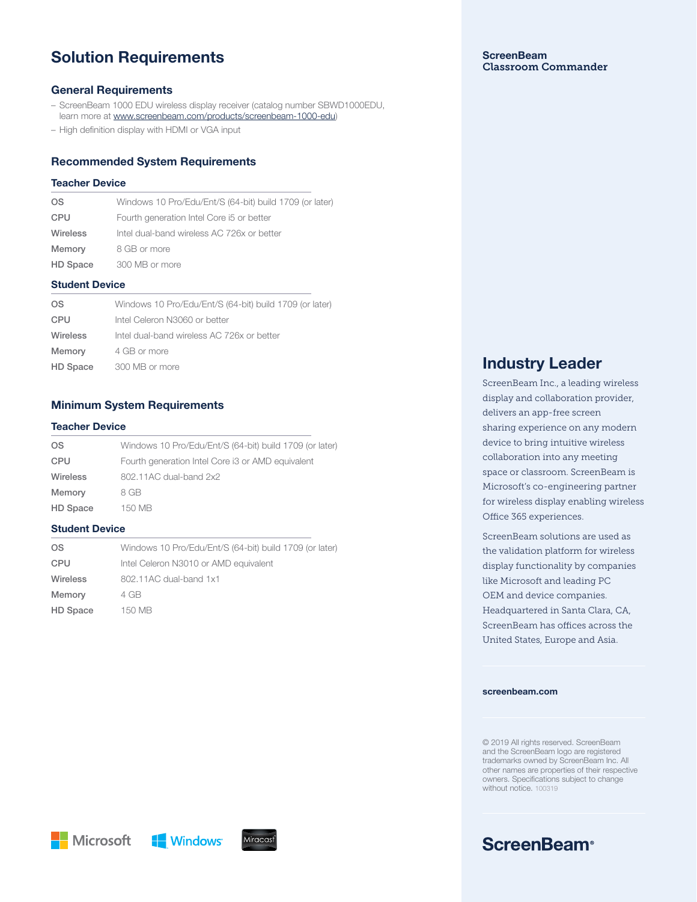# Solution Requirements

## General Requirements

- ScreenBeam 1000 EDU wireless display receiver (catalog number SBWD1000EDU, learn more at www.screenbeam.com/products/screenbeam-1000-edu)
- High definition display with HDMI or VGA input

## Recommended System Requirements

### Teacher Device

| | |
|---|---|
| **OS** | Windows 10 Pro/Edu/Ent/S (64-bit) build 1709 (or later) |
| **CPU** | Fourth generation Intel Core i5 or better |
| **Wireless** | Intel dual-band wireless AC 726x or better |
| **Memory** | 8 GB or more |
| **HD Space** | 300 MB or more |

### Student Device

| | |
|---|---|
| **OS** | Windows 10 Pro/Edu/Ent/S (64-bit) build 1709 (or later) |
| **CPU** | Intel Celeron N3060 or better |
| **Wireless** | Intel dual-band wireless AC 726x or better |
| **Memory** | 4 GB or more |
| **HD Space** | 300 MB or more |

## Minimum System Requirements

### Teacher Device

| | |
|---|---|
| **OS** | Windows 10 Pro/Edu/Ent/S (64-bit) build 1709 (or later) |
| **CPU** | Fourth generation Intel Core i3 or AMD equivalent |
| **Wireless** | 802.11AC dual-band 2x2 |
| **Memory** | 8 GB |
| **HD Space** | 150 MB |

### Student Device

| | |
|---|---|
| **OS** | Windows 10 Pro/Edu/Ent/S (64-bit) build 1709 (or later) |
| **CPU** | Intel Celeron N3010 or AMD equivalent |
| **Wireless** | 802.11AC dual-band 1x1 |
| **Memory** | 4 GB |
| **HD Space** | 150 MB |

Microsoft Windows Miracast

**ScreenBeam Classroom Commander**

## Industry Leader

ScreenBeam Inc., a leading wireless display and collaboration provider, delivers an app-free screen sharing experience on any modern device to bring intuitive wireless collaboration into any meeting space or classroom. ScreenBeam is Microsoft's co-engineering partner for wireless display enabling wireless Office 365 experiences.

ScreenBeam solutions are used as the validation platform for wireless display functionality by companies like Microsoft and leading PC OEM and device companies. Headquartered in Santa Clara, CA, ScreenBeam has offices across the United States, Europe and Asia.

**screenbeam.com**

© 2019 All rights reserved. ScreenBeam and the ScreenBeam logo are registered trademarks owned by ScreenBeam Inc. All other names are properties of their respective owners. Specifications subject to change without notice. 100319

**ScreenBeam®**